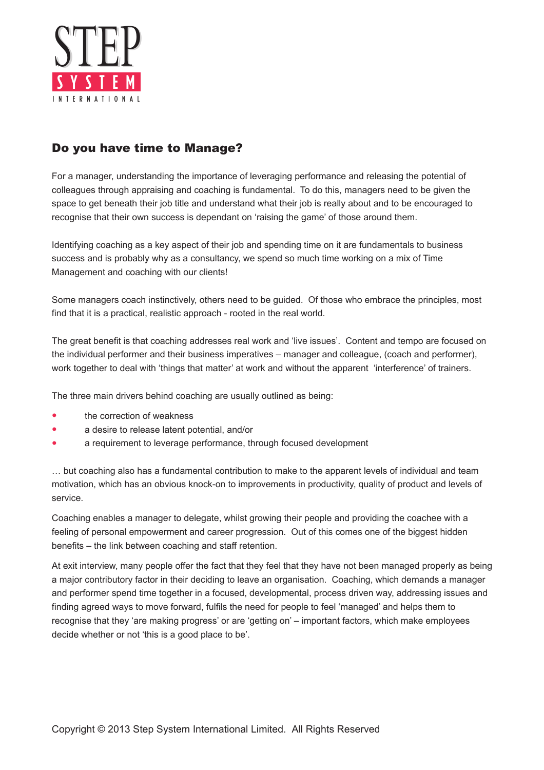STEP
SYSTEM
INTERNATIONAL

## Do you have time to Manage?

For a manager, understanding the importance of leveraging performance and releasing the potential of colleagues through appraising and coaching is fundamental. To do this, managers need to be given the space to get beneath their job title and understand what their job is really about and to be encouraged to recognise that their own success is dependant on 'raising the game' of those around them.

Identifying coaching as a key aspect of their job and spending time on it are fundamentals to business success and is probably why as a consultancy, we spend so much time working on a mix of Time Management and coaching with our clients!

Some managers coach instinctively, others need to be guided. Of those who embrace the principles, most find that it is a practical, realistic approach - rooted in the real world.

The great benefit is that coaching addresses real work and 'live issues'. Content and tempo are focused on the individual performer and their business imperatives – manager and colleague, (coach and performer), work together to deal with 'things that matter' at work and without the apparent 'interference' of trainers.

The three main drivers behind coaching are usually outlined as being:

- the correction of weakness
- a desire to release latent potential, and/or
- a requirement to leverage performance, through focused development

… but coaching also has a fundamental contribution to make to the apparent levels of individual and team motivation, which has an obvious knock-on to improvements in productivity, quality of product and levels of service.

Coaching enables a manager to delegate, whilst growing their people and providing the coachee with a feeling of personal empowerment and career progression. Out of this comes one of the biggest hidden benefits – the link between coaching and staff retention.

At exit interview, many people offer the fact that they feel that they have not been managed properly as being a major contributory factor in their deciding to leave an organisation. Coaching, which demands a manager and performer spend time together in a focused, developmental, process driven way, addressing issues and finding agreed ways to move forward, fulfils the need for people to feel 'managed' and helps them to recognise that they 'are making progress' or are 'getting on' – important factors, which make employees decide whether or not 'this is a good place to be'.

Copyright © 2013 Step System International Limited. All Rights Reserved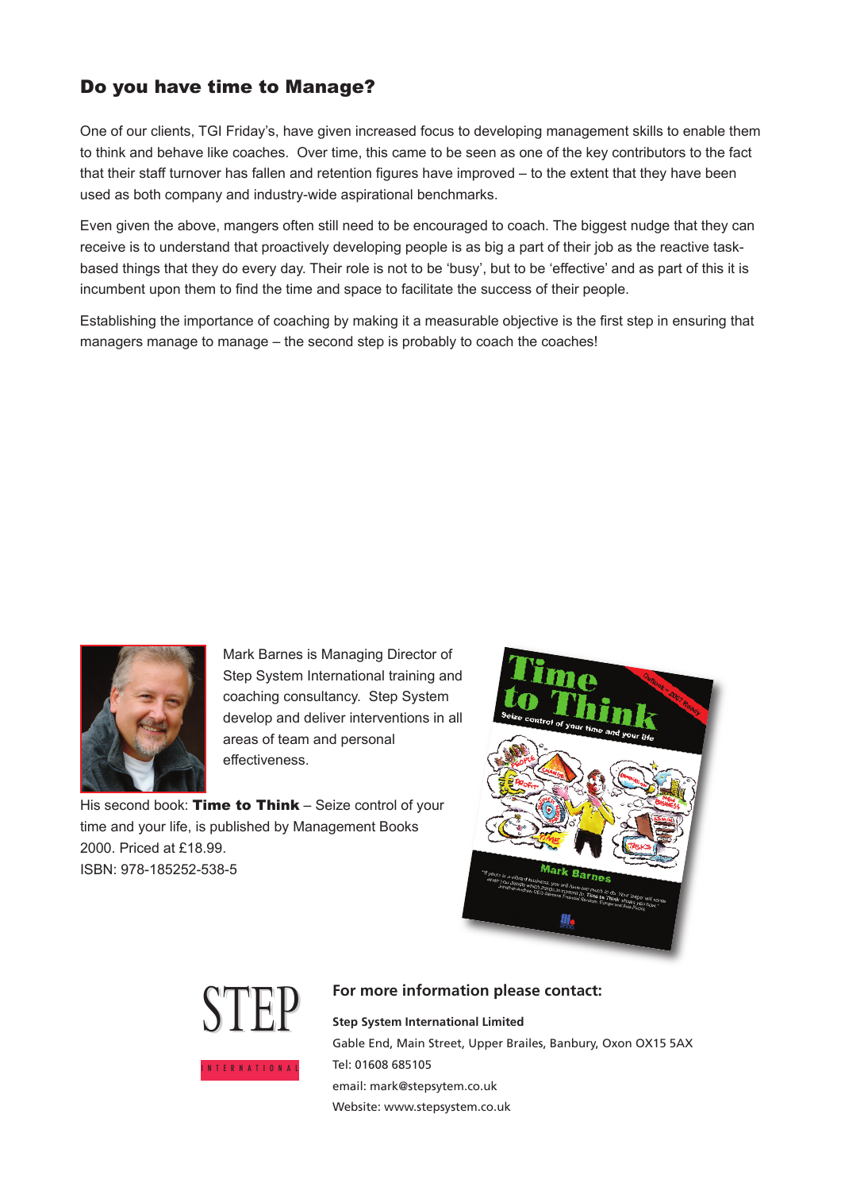## Do you have time to Manage?

One of our clients, TGI Friday's, have given increased focus to developing management skills to enable them to think and behave like coaches. Over time, this came to be seen as one of the key contributors to the fact that their staff turnover has fallen and retention figures have improved – to the extent that they have been used as both company and industry-wide aspirational benchmarks.

Even given the above, mangers often still need to be encouraged to coach. The biggest nudge that they can receive is to understand that proactively developing people is as big a part of their job as the reactive task-based things that they do every day. Their role is not to be 'busy', but to be 'effective' and as part of this it is incumbent upon them to find the time and space to facilitate the success of their people.

Establishing the importance of coaching by making it a measurable objective is the first step in ensuring that managers manage to manage – the second step is probably to coach the coaches!

Mark Barnes is Managing Director of Step System International training and coaching consultancy. Step System develop and deliver interventions in all areas of team and personal effectiveness.

His second book: **Time to Think** – Seize control of your time and your life, is published by Management Books 2000. Priced at £18.99.
ISBN: 978-185252-538-5

STEP
INTERNATIONAL

**For more information please contact:**

**Step System International Limited**
Gable End, Main Street, Upper Brailes, Banbury, Oxon OX15 5AX
Tel: 01608 685105
email: mark@stepsytem.co.uk
Website: www.stepsystem.co.uk